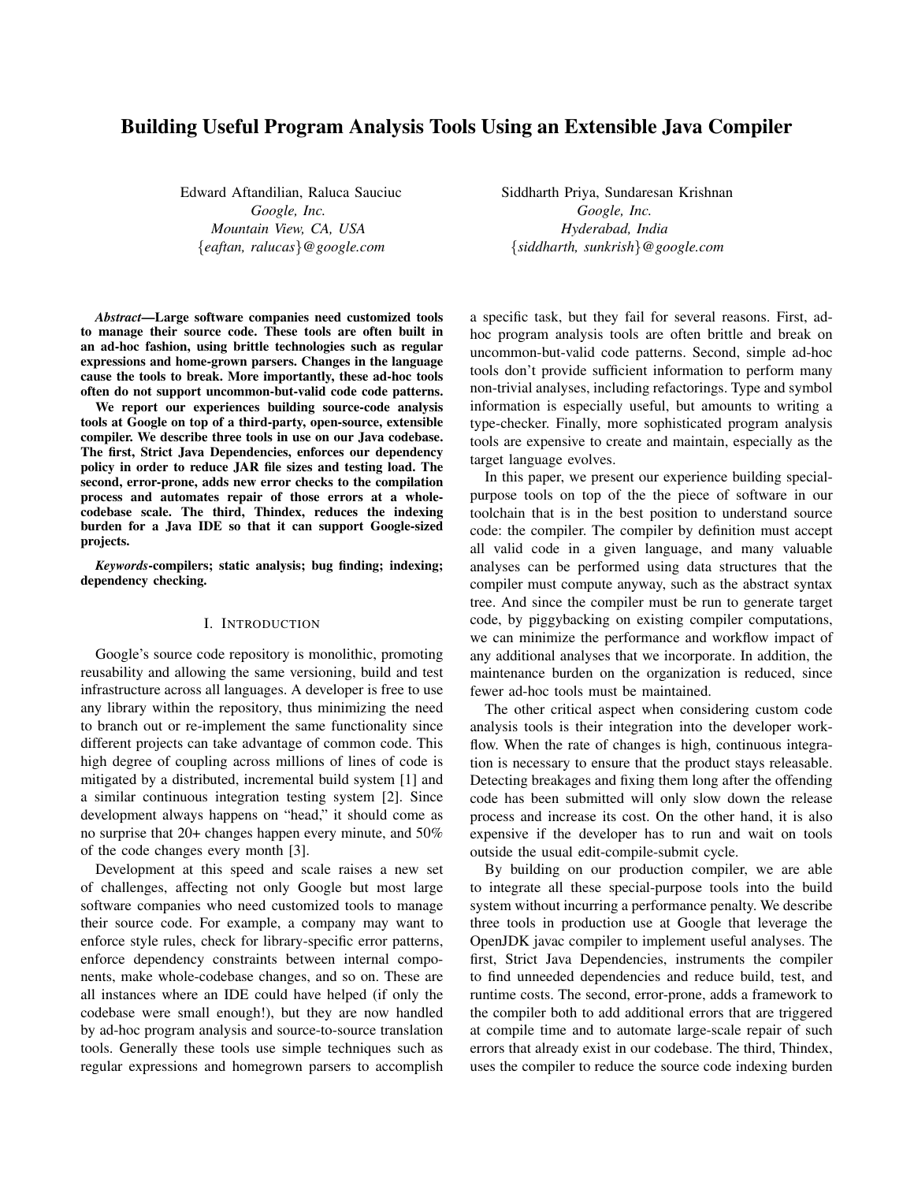# Building Useful Program Analysis Tools Using an Extensible Java Compiler

Edward Aftandilian, Raluca Sauciuc
*Google, Inc.*
*Mountain View, CA, USA*
{*eaftan, ralucas*}*@google.com*

Siddharth Priya, Sundaresan Krishnan
*Google, Inc.*
*Hyderabad, India*
{*siddharth, sunkrish*}*@google.com*

***Abstract*—Large software companies need customized tools to manage their source code. These tools are often built in an ad-hoc fashion, using brittle technologies such as regular expressions and home-grown parsers. Changes in the language cause the tools to break. More importantly, these ad-hoc tools often do not support uncommon-but-valid code code patterns.**

**We report our experiences building source-code analysis tools at Google on top of a third-party, open-source, extensible compiler. We describe three tools in use on our Java codebase. The first, Strict Java Dependencies, enforces our dependency policy in order to reduce JAR file sizes and testing load. The second, error-prone, adds new error checks to the compilation process and automates repair of those errors at a whole-codebase scale. The third, Thindex, reduces the indexing burden for a Java IDE so that it can support Google-sized projects.**

***Keywords*-compilers; static analysis; bug finding; indexing; dependency checking.**

## I. Introduction

Google's source code repository is monolithic, promoting reusability and allowing the same versioning, build and test infrastructure across all languages. A developer is free to use any library within the repository, thus minimizing the need to branch out or re-implement the same functionality since different projects can take advantage of common code. This high degree of coupling across millions of lines of code is mitigated by a distributed, incremental build system [1] and a similar continuous integration testing system [2]. Since development always happens on "head," it should come as no surprise that 20+ changes happen every minute, and 50% of the code changes every month [3].

Development at this speed and scale raises a new set of challenges, affecting not only Google but most large software companies who need customized tools to manage their source code. For example, a company may want to enforce style rules, check for library-specific error patterns, enforce dependency constraints between internal components, make whole-codebase changes, and so on. These are all instances where an IDE could have helped (if only the codebase were small enough!), but they are now handled by ad-hoc program analysis and source-to-source translation tools. Generally these tools use simple techniques such as regular expressions and homegrown parsers to accomplish a specific task, but they fail for several reasons. First, ad-hoc program analysis tools are often brittle and break on uncommon-but-valid code patterns. Second, simple ad-hoc tools don't provide sufficient information to perform many non-trivial analyses, including refactorings. Type and symbol information is especially useful, but amounts to writing a type-checker. Finally, more sophisticated program analysis tools are expensive to create and maintain, especially as the target language evolves.

In this paper, we present our experience building special-purpose tools on top of the the piece of software in our toolchain that is in the best position to understand source code: the compiler. The compiler by definition must accept all valid code in a given language, and many valuable analyses can be performed using data structures that the compiler must compute anyway, such as the abstract syntax tree. And since the compiler must be run to generate target code, by piggybacking on existing compiler computations, we can minimize the performance and workflow impact of any additional analyses that we incorporate. In addition, the maintenance burden on the organization is reduced, since fewer ad-hoc tools must be maintained.

The other critical aspect when considering custom code analysis tools is their integration into the developer workflow. When the rate of changes is high, continuous integration is necessary to ensure that the product stays releasable. Detecting breakages and fixing them long after the offending code has been submitted will only slow down the release process and increase its cost. On the other hand, it is also expensive if the developer has to run and wait on tools outside the usual edit-compile-submit cycle.

By building on our production compiler, we are able to integrate all these special-purpose tools into the build system without incurring a performance penalty. We describe three tools in production use at Google that leverage the OpenJDK javac compiler to implement useful analyses. The first, Strict Java Dependencies, instruments the compiler to find unneeded dependencies and reduce build, test, and runtime costs. The second, error-prone, adds a framework to the compiler both to add additional errors that are triggered at compile time and to automate large-scale repair of such errors that already exist in our codebase. The third, Thindex, uses the compiler to reduce the source code indexing burden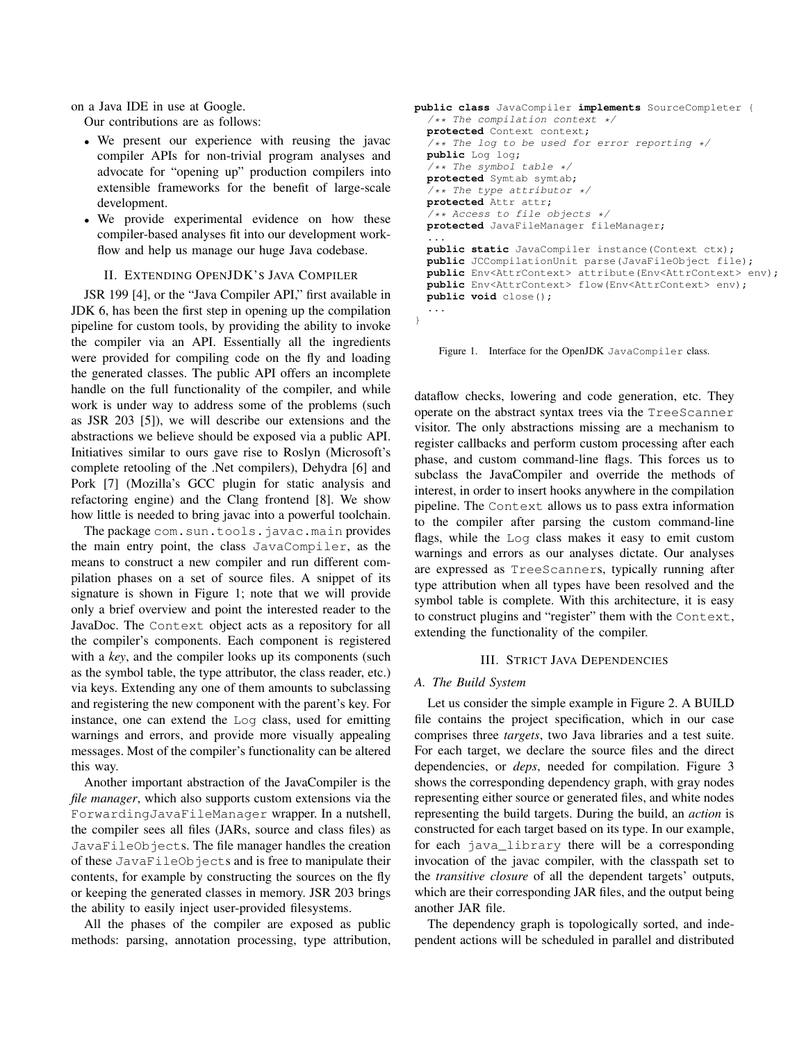on a Java IDE in use at Google.

Our contributions are as follows:

- We present our experience with reusing the javac compiler APIs for non-trivial program analyses and advocate for "opening up" production compilers into extensible frameworks for the benefit of large-scale development.
- We provide experimental evidence on how these compiler-based analyses fit into our development workflow and help us manage our huge Java codebase.

## II. Extending OpenJDK's Java Compiler

JSR 199 [4], or the "Java Compiler API," first available in JDK 6, has been the first step in opening up the compilation pipeline for custom tools, by providing the ability to invoke the compiler via an API. Essentially all the ingredients were provided for compiling code on the fly and loading the generated classes. The public API offers an incomplete handle on the full functionality of the compiler, and while work is under way to address some of the problems (such as JSR 203 [5]), we will describe our extensions and the abstractions we believe should be exposed via a public API. Initiatives similar to ours gave rise to Roslyn (Microsoft's complete retooling of the .Net compilers), Dehydra [6] and Pork [7] (Mozilla's GCC plugin for static analysis and refactoring engine) and the Clang frontend [8]. We show how little is needed to bring javac into a powerful toolchain.

The package `com.sun.tools.javac.main` provides the main entry point, the class `JavaCompiler`, as the means to construct a new compiler and run different compilation phases on a set of source files. A snippet of its signature is shown in Figure 1; note that we will provide only a brief overview and point the interested reader to the JavaDoc. The `Context` object acts as a repository for all the compiler's components. Each component is registered with a *key*, and the compiler looks up its components (such as the symbol table, the type attributor, the class reader, etc.) via keys. Extending any one of them amounts to subclassing and registering the new component with the parent's key. For instance, one can extend the `Log` class, used for emitting warnings and errors, and provide more visually appealing messages. Most of the compiler's functionality can be altered this way.

Another important abstraction of the JavaCompiler is the *file manager*, which also supports custom extensions via the `ForwardingJavaFileManager` wrapper. In a nutshell, the compiler sees all files (JARs, source and class files) as `JavaFileObject`s. The file manager handles the creation of these `JavaFileObject`s and is free to manipulate their contents, for example by constructing the sources on the fly or keeping the generated classes in memory. JSR 203 brings the ability to easily inject user-provided filesystems.

All the phases of the compiler are exposed as public methods: parsing, annotation processing, type attribution,

```java
public class JavaCompiler implements SourceCompleter {
  /** The compilation context */
  protected Context context;
  /** The log to be used for error reporting */
  public Log log;
  /** The symbol table */
  protected Symtab symtab;
  /** The type attributor */
  protected Attr attr;
  /** Access to file objects */
  protected JavaFileManager fileManager;
  ...
  public static JavaCompiler instance(Context ctx);
  public JCCompilationUnit parse(JavaFileObject file);
  public Env<AttrContext> attribute(Env<AttrContext> env);
  public Env<AttrContext> flow(Env<AttrContext> env);
  public void close();
  ...
}
```

Figure 1. Interface for the OpenJDK `JavaCompiler` class.

dataflow checks, lowering and code generation, etc. They operate on the abstract syntax trees via the `TreeScanner` visitor. The only abstractions missing are a mechanism to register callbacks and perform custom processing after each phase, and custom command-line flags. This forces us to subclass the JavaCompiler and override the methods of interest, in order to insert hooks anywhere in the compilation pipeline. The `Context` allows us to pass extra information to the compiler after parsing the custom command-line flags, while the `Log` class makes it easy to emit custom warnings and errors as our analyses dictate. Our analyses are expressed as `TreeScanner`s, typically running after type attribution when all types have been resolved and the symbol table is complete. With this architecture, it is easy to construct plugins and "register" them with the `Context`, extending the functionality of the compiler.

## III. Strict Java Dependencies

### A. The Build System

Let us consider the simple example in Figure 2. A BUILD file contains the project specification, which in our case comprises three *targets*, two Java libraries and a test suite. For each target, we declare the source files and the direct dependencies, or *deps*, needed for compilation. Figure 3 shows the corresponding dependency graph, with gray nodes representing either source or generated files, and white nodes representing the build targets. During the build, an *action* is constructed for each target based on its type. In our example, for each `java_library` there will be a corresponding invocation of the javac compiler, with the classpath set to the *transitive closure* of all the dependent targets' outputs, which are their corresponding JAR files, and the output being another JAR file.

The dependency graph is topologically sorted, and independent actions will be scheduled in parallel and distributed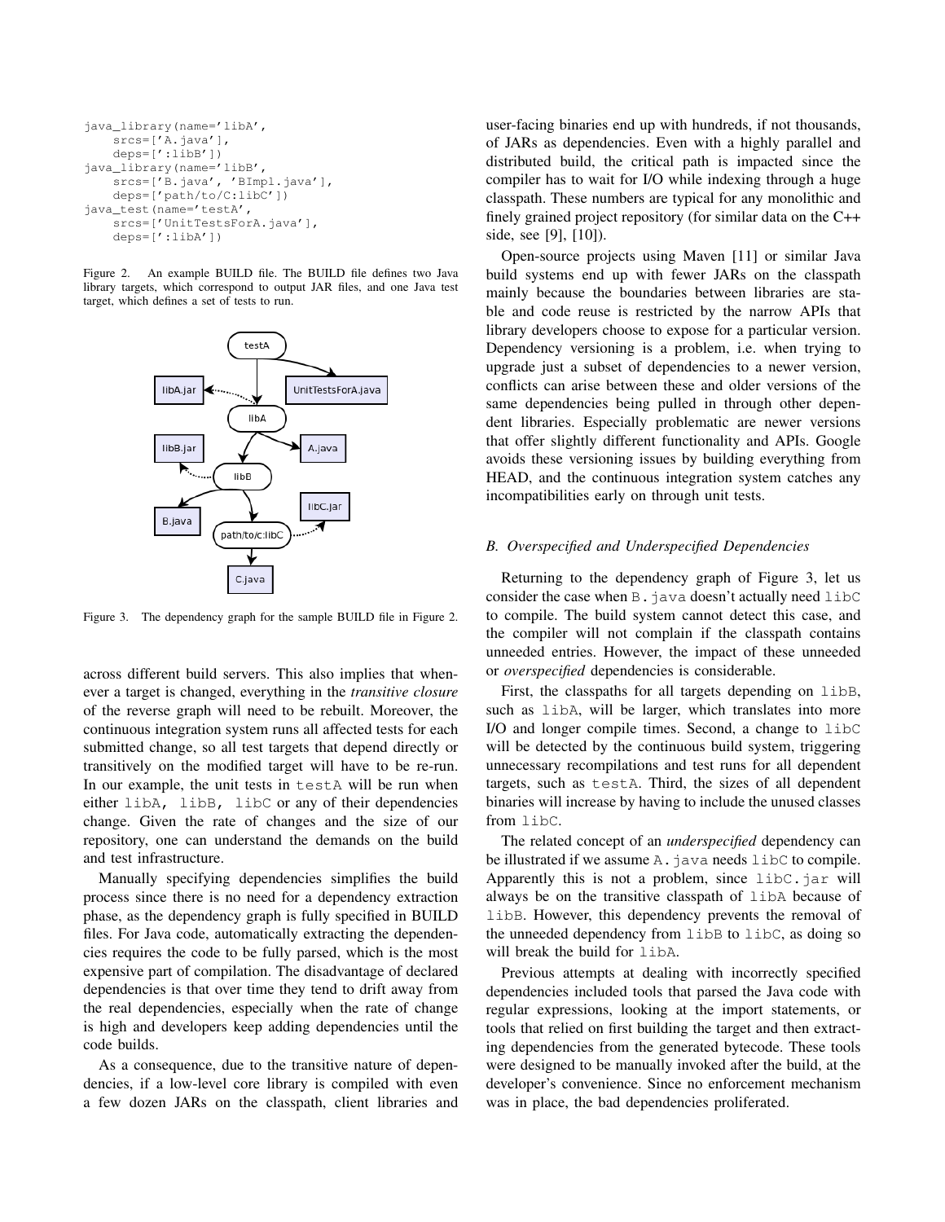```
java_library(name='libA',
    srcs=['A.java'],
    deps=[':libB'])
java_library(name='libB',
    srcs=['B.java', 'BImpl.java'],
    deps=['path/to/C:libC'])
java_test(name='testA',
    srcs=['UnitTestsForA.java'],
    deps=[':libA'])
```

Figure 2. An example BUILD file. The BUILD file defines two Java library targets, which correspond to output JAR files, and one Java test target, which defines a set of tests to run.

testA
UnitTestsForA.java
libA.jar
libA
A.java
libB.jar
libB
B.java
libC.jar
path/to/c:libC
C.java

Figure 3. The dependency graph for the sample BUILD file in Figure 2.

across different build servers. This also implies that whenever a target is changed, everything in the *transitive closure* of the reverse graph will need to be rebuilt. Moreover, the continuous integration system runs all affected tests for each submitted change, so all test targets that depend directly or transitively on the modified target will have to be re-run. In our example, the unit tests in `testA` will be run when either `libA, libB, libC` or any of their dependencies change. Given the rate of changes and the size of our repository, one can understand the demands on the build and test infrastructure.

Manually specifying dependencies simplifies the build process since there is no need for a dependency extraction phase, as the dependency graph is fully specified in BUILD files. For Java code, automatically extracting the dependencies requires the code to be fully parsed, which is the most expensive part of compilation. The disadvantage of declared dependencies is that over time they tend to drift away from the real dependencies, especially when the rate of change is high and developers keep adding dependencies until the code builds.

As a consequence, due to the transitive nature of dependencies, if a low-level core library is compiled with even a few dozen JARs on the classpath, client libraries and user-facing binaries end up with hundreds, if not thousands, of JARs as dependencies. Even with a highly parallel and distributed build, the critical path is impacted since the compiler has to wait for I/O while indexing through a huge classpath. These numbers are typical for any monolithic and finely grained project repository (for similar data on the C++ side, see [9], [10]).

Open-source projects using Maven [11] or similar Java build systems end up with fewer JARs on the classpath mainly because the boundaries between libraries are stable and code reuse is restricted by the narrow APIs that library developers choose to expose for a particular version. Dependency versioning is a problem, i.e. when trying to upgrade just a subset of dependencies to a newer version, conflicts can arise between these and older versions of the same dependencies being pulled in through other dependent libraries. Especially problematic are newer versions that offer slightly different functionality and APIs. Google avoids these versioning issues by building everything from HEAD, and the continuous integration system catches any incompatibilities early on through unit tests.

### B. Overspecified and Underspecified Dependencies

Returning to the dependency graph of Figure 3, let us consider the case when `B.java` doesn't actually need `libC` to compile. The build system cannot detect this case, and the compiler will not complain if the classpath contains unneeded entries. However, the impact of these unneeded or *overspecified* dependencies is considerable.

First, the classpaths for all targets depending on `libB`, such as `libA`, will be larger, which translates into more I/O and longer compile times. Second, a change to `libC` will be detected by the continuous build system, triggering unnecessary recompilations and test runs for all dependent targets, such as `testA`. Third, the sizes of all dependent binaries will increase by having to include the unused classes from `libC`.

The related concept of an *underspecified* dependency can be illustrated if we assume `A.java` needs `libC` to compile. Apparently this is not a problem, since `libC.jar` will always be on the transitive classpath of `libA` because of `libB`. However, this dependency prevents the removal of the unneeded dependency from `libB` to `libC`, as doing so will break the build for `libA`.

Previous attempts at dealing with incorrectly specified dependencies included tools that parsed the Java code with regular expressions, looking at the import statements, or tools that relied on first building the target and then extracting dependencies from the generated bytecode. These tools were designed to be manually invoked after the build, at the developer's convenience. Since no enforcement mechanism was in place, the bad dependencies proliferated.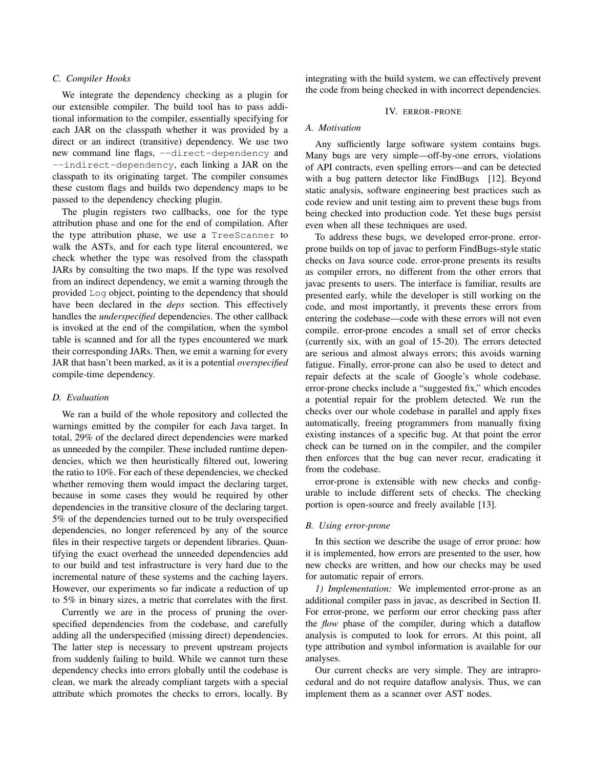### C. Compiler Hooks

We integrate the dependency checking as a plugin for our extensible compiler. The build tool has to pass additional information to the compiler, essentially specifying for each JAR on the classpath whether it was provided by a direct or an indirect (transitive) dependency. We use two new command line flags, `--direct-dependency` and `--indirect-dependency`, each linking a JAR on the classpath to its originating target. The compiler consumes these custom flags and builds two dependency maps to be passed to the dependency checking plugin.

The plugin registers two callbacks, one for the type attribution phase and one for the end of compilation. After the type attribution phase, we use a `TreeScanner` to walk the ASTs, and for each type literal encountered, we check whether the type was resolved from the classpath JARs by consulting the two maps. If the type was resolved from an indirect dependency, we emit a warning through the provided `Log` object, pointing to the dependency that should have been declared in the *deps* section. This effectively handles the *underspecified* dependencies. The other callback is invoked at the end of the compilation, when the symbol table is scanned and for all the types encountered we mark their corresponding JARs. Then, we emit a warning for every JAR that hasn't been marked, as it is a potential *overspecified* compile-time dependency.

### D. Evaluation

We ran a build of the whole repository and collected the warnings emitted by the compiler for each Java target. In total, 29% of the declared direct dependencies were marked as unneeded by the compiler. These included runtime dependencies, which we then heuristically filtered out, lowering the ratio to 10%. For each of these dependencies, we checked whether removing them would impact the declaring target, because in some cases they would be required by other dependencies in the transitive closure of the declaring target. 5% of the dependencies turned out to be truly overspecified dependencies, no longer referenced by any of the source files in their respective targets or dependent libraries. Quantifying the exact overhead the unneeded dependencies add to our build and test infrastructure is very hard due to the incremental nature of these systems and the caching layers. However, our experiments so far indicate a reduction of up to 5% in binary sizes, a metric that correlates with the first.

Currently we are in the process of pruning the overspecified dependencies from the codebase, and carefully adding all the underspecified (missing direct) dependencies. The latter step is necessary to prevent upstream projects from suddenly failing to build. While we cannot turn these dependency checks into errors globally until the codebase is clean, we mark the already compliant targets with a special attribute which promotes the checks to errors, locally. By integrating with the build system, we can effectively prevent the code from being checked in with incorrect dependencies.

## IV. ERROR-PRONE

### A. Motivation

Any sufficiently large software system contains bugs. Many bugs are very simple—off-by-one errors, violations of API contracts, even spelling errors—and can be detected with a bug pattern detector like FindBugs [12]. Beyond static analysis, software engineering best practices such as code review and unit testing aim to prevent these bugs from being checked into production code. Yet these bugs persist even when all these techniques are used.

To address these bugs, we developed error-prone. error-prone builds on top of javac to perform FindBugs-style static checks on Java source code. error-prone presents its results as compiler errors, no different from the other errors that javac presents to users. The interface is familiar, results are presented early, while the developer is still working on the code, and most importantly, it prevents these errors from entering the codebase—code with these errors will not even compile. error-prone encodes a small set of error checks (currently six, with an goal of 15-20). The errors detected are serious and almost always errors; this avoids warning fatigue. Finally, error-prone can also be used to detect and repair defects at the scale of Google's whole codebase. error-prone checks include a "suggested fix," which encodes a potential repair for the problem detected. We run the checks over our whole codebase in parallel and apply fixes automatically, freeing programmers from manually fixing existing instances of a specific bug. At that point the error check can be turned on in the compiler, and the compiler then enforces that the bug can never recur, eradicating it from the codebase.

error-prone is extensible with new checks and configurable to include different sets of checks. The checking portion is open-source and freely available [13].

### B. Using error-prone

In this section we describe the usage of error prone: how it is implemented, how errors are presented to the user, how new checks are written, and how our checks may be used for automatic repair of errors.

*1) Implementation:* We implemented error-prone as an additional compiler pass in javac, as described in Section II. For error-prone, we perform our error checking pass after the *flow* phase of the compiler, during which a dataflow analysis is computed to look for errors. At this point, all type attribution and symbol information is available for our analyses.

Our current checks are very simple. They are intraprocedural and do not require dataflow analysis. Thus, we can implement them as a scanner over AST nodes.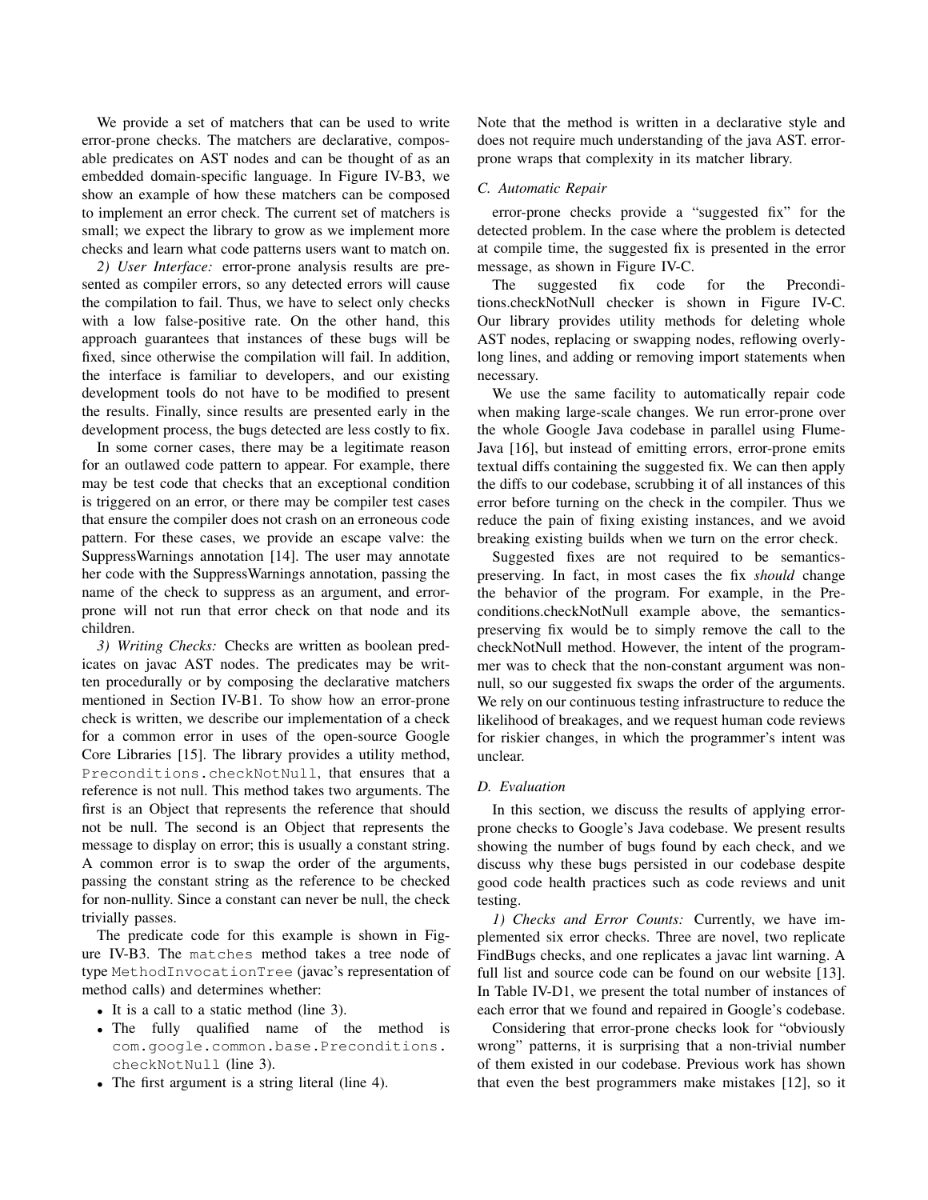We provide a set of matchers that can be used to write error-prone checks. The matchers are declarative, composable predicates on AST nodes and can be thought of as an embedded domain-specific language. In Figure IV-B3, we show an example of how these matchers can be composed to implement an error check. The current set of matchers is small; we expect the library to grow as we implement more checks and learn what code patterns users want to match on.

*2) User Interface:* error-prone analysis results are presented as compiler errors, so any detected errors will cause the compilation to fail. Thus, we have to select only checks with a low false-positive rate. On the other hand, this approach guarantees that instances of these bugs will be fixed, since otherwise the compilation will fail. In addition, the interface is familiar to developers, and our existing development tools do not have to be modified to present the results. Finally, since results are presented early in the development process, the bugs detected are less costly to fix.

In some corner cases, there may be a legitimate reason for an outlawed code pattern to appear. For example, there may be test code that checks that an exceptional condition is triggered on an error, or there may be compiler test cases that ensure the compiler does not crash on an erroneous code pattern. For these cases, we provide an escape valve: the SuppressWarnings annotation [14]. The user may annotate her code with the SuppressWarnings annotation, passing the name of the check to suppress as an argument, and error-prone will not run that error check on that node and its children.

*3) Writing Checks:* Checks are written as boolean predicates on javac AST nodes. The predicates may be written procedurally or by composing the declarative matchers mentioned in Section IV-B1. To show how an error-prone check is written, we describe our implementation of a check for a common error in uses of the open-source Google Core Libraries [15]. The library provides a utility method, `Preconditions.checkNotNull`, that ensures that a reference is not null. This method takes two arguments. The first is an Object that represents the reference that should not be null. The second is an Object that represents the message to display on error; this is usually a constant string. A common error is to swap the order of the arguments, passing the constant string as the reference to be checked for non-nullity. Since a constant can never be null, the check trivially passes.

The predicate code for this example is shown in Figure IV-B3. The `matches` method takes a tree node of type `MethodInvocationTree` (javac's representation of method calls) and determines whether:

- It is a call to a static method (line 3).
- The fully qualified name of the method is `com.google.common.base.Preconditions.checkNotNull` (line 3).
- The first argument is a string literal (line 4).

Note that the method is written in a declarative style and does not require much understanding of the java AST. error-prone wraps that complexity in its matcher library.

### *C. Automatic Repair*

error-prone checks provide a "suggested fix" for the detected problem. In the case where the problem is detected at compile time, the suggested fix is presented in the error message, as shown in Figure IV-C.

The suggested fix code for the Preconditions.checkNotNull checker is shown in Figure IV-C. Our library provides utility methods for deleting whole AST nodes, replacing or swapping nodes, reflowing overly-long lines, and adding or removing import statements when necessary.

We use the same facility to automatically repair code when making large-scale changes. We run error-prone over the whole Google Java codebase in parallel using FlumeJava [16], but instead of emitting errors, error-prone emits textual diffs containing the suggested fix. We can then apply the diffs to our codebase, scrubbing it of all instances of this error before turning on the check in the compiler. Thus we reduce the pain of fixing existing instances, and we avoid breaking existing builds when we turn on the error check.

Suggested fixes are not required to be semantics-preserving. In fact, in most cases the fix *should* change the behavior of the program. For example, in the Preconditions.checkNotNull example above, the semantics-preserving fix would be to simply remove the call to the checkNotNull method. However, the intent of the programmer was to check that the non-constant argument was non-null, so our suggested fix swaps the order of the arguments. We rely on our continuous testing infrastructure to reduce the likelihood of breakages, and we request human code reviews for riskier changes, in which the programmer's intent was unclear.

### *D. Evaluation*

In this section, we discuss the results of applying error-prone checks to Google's Java codebase. We present results showing the number of bugs found by each check, and we discuss why these bugs persisted in our codebase despite good code health practices such as code reviews and unit testing.

*1) Checks and Error Counts:* Currently, we have implemented six error checks. Three are novel, two replicate FindBugs checks, and one replicates a javac lint warning. A full list and source code can be found on our website [13]. In Table IV-D1, we present the total number of instances of each error that we found and repaired in Google's codebase.

Considering that error-prone checks look for "obviously wrong" patterns, it is surprising that a non-trivial number of them existed in our codebase. Previous work has shown that even the best programmers make mistakes [12], so it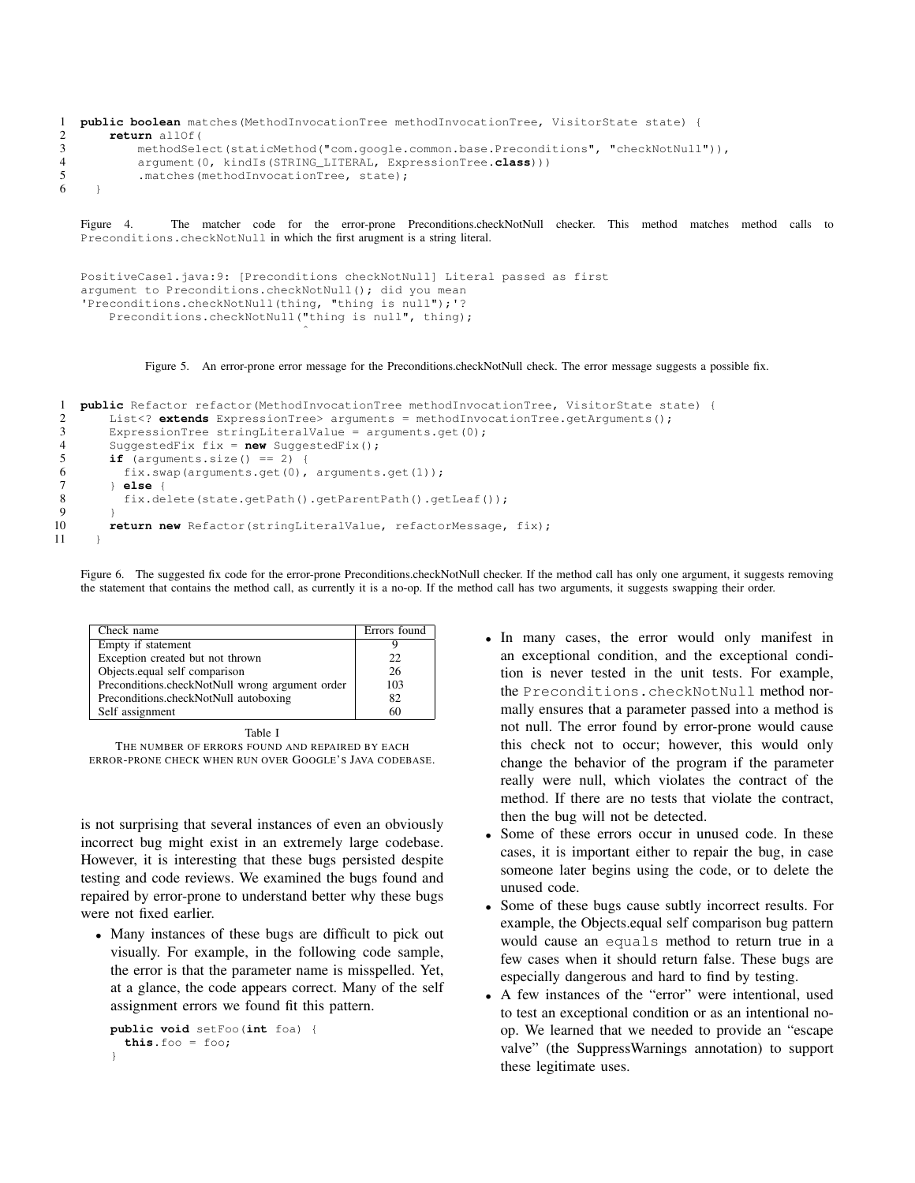```java
public boolean matches(MethodInvocationTree methodInvocationTree, VisitorState state) {
    return allOf(
        methodSelect(staticMethod("com.google.common.base.Preconditions", "checkNotNull")),
        argument(0, kindIs(STRING_LITERAL, ExpressionTree.class)))
        .matches(methodInvocationTree, state);
  }
```

Figure 4. The matcher code for the error-prone Preconditions.checkNotNull checker. This method matches method calls to `Preconditions.checkNotNull` in which the first arugment is a string literal.

```
PositiveCase1.java:9: [Preconditions checkNotNull] Literal passed as first
argument to Preconditions.checkNotNull(); did you mean
'Preconditions.checkNotNull(thing, "thing is null");'?
    Preconditions.checkNotNull("thing is null", thing);
                                 ^
```

Figure 5. An error-prone error message for the Preconditions.checkNotNull check. The error message suggests a possible fix.

```java
public Refactor refactor(MethodInvocationTree methodInvocationTree, VisitorState state) {
    List<? extends ExpressionTree> arguments = methodInvocationTree.getArguments();
    ExpressionTree stringLiteralValue = arguments.get(0);
    SuggestedFix fix = new SuggestedFix();
    if (arguments.size() == 2) {
      fix.swap(arguments.get(0), arguments.get(1));
    } else {
      fix.delete(state.getPath().getParentPath().getLeaf());
    }
    return new Refactor(stringLiteralValue, refactorMessage, fix);
  }
```

Figure 6. The suggested fix code for the error-prone Preconditions.checkNotNull checker. If the method call has only one argument, it suggests removing the statement that contains the method call, as currently it is a no-op. If the method call has two arguments, it suggests swapping their order.

| Check name | Errors found |
|---|---|
| Empty if statement | 9 |
| Exception created but not thrown | 22 |
| Objects.equal self comparison | 26 |
| Preconditions.checkNotNull wrong argument order | 103 |
| Preconditions.checkNotNull autoboxing | 82 |
| Self assignment | 60 |

Table I

THE NUMBER OF ERRORS FOUND AND REPAIRED BY EACH ERROR-PRONE CHECK WHEN RUN OVER GOOGLE'S JAVA CODEBASE.

is not surprising that several instances of even an obviously incorrect bug might exist in an extremely large codebase. However, it is interesting that these bugs persisted despite testing and code reviews. We examined the bugs found and repaired by error-prone to understand better why these bugs were not fixed earlier.

- Many instances of these bugs are difficult to pick out visually. For example, in the following code sample, the error is that the parameter name is misspelled. Yet, at a glance, the code appears correct. Many of the self assignment errors we found fit this pattern.

  ```java
  public void setFoo(int foa) {
    this.foo = foo;
  }
  ```

- In many cases, the error would only manifest in an exceptional condition, and the exceptional condition is never tested in the unit tests. For example, the `Preconditions.checkNotNull` method normally ensures that a parameter passed into a method is not null. The error found by error-prone would cause this check not to occur; however, this would only change the behavior of the program if the parameter really were null, which violates the contract of the method. If there are no tests that violate the contract, then the bug will not be detected.
- Some of these errors occur in unused code. In these cases, it is important either to repair the bug, in case someone later begins using the code, or to delete the unused code.
- Some of these bugs cause subtly incorrect results. For example, the Objects.equal self comparison bug pattern would cause an `equals` method to return true in a few cases when it should return false. These bugs are especially dangerous and hard to find by testing.
- A few instances of the "error" were intentional, used to test an exceptional condition or as an intentional no-op. We learned that we needed to provide an "escape valve" (the SuppressWarnings annotation) to support these legitimate uses.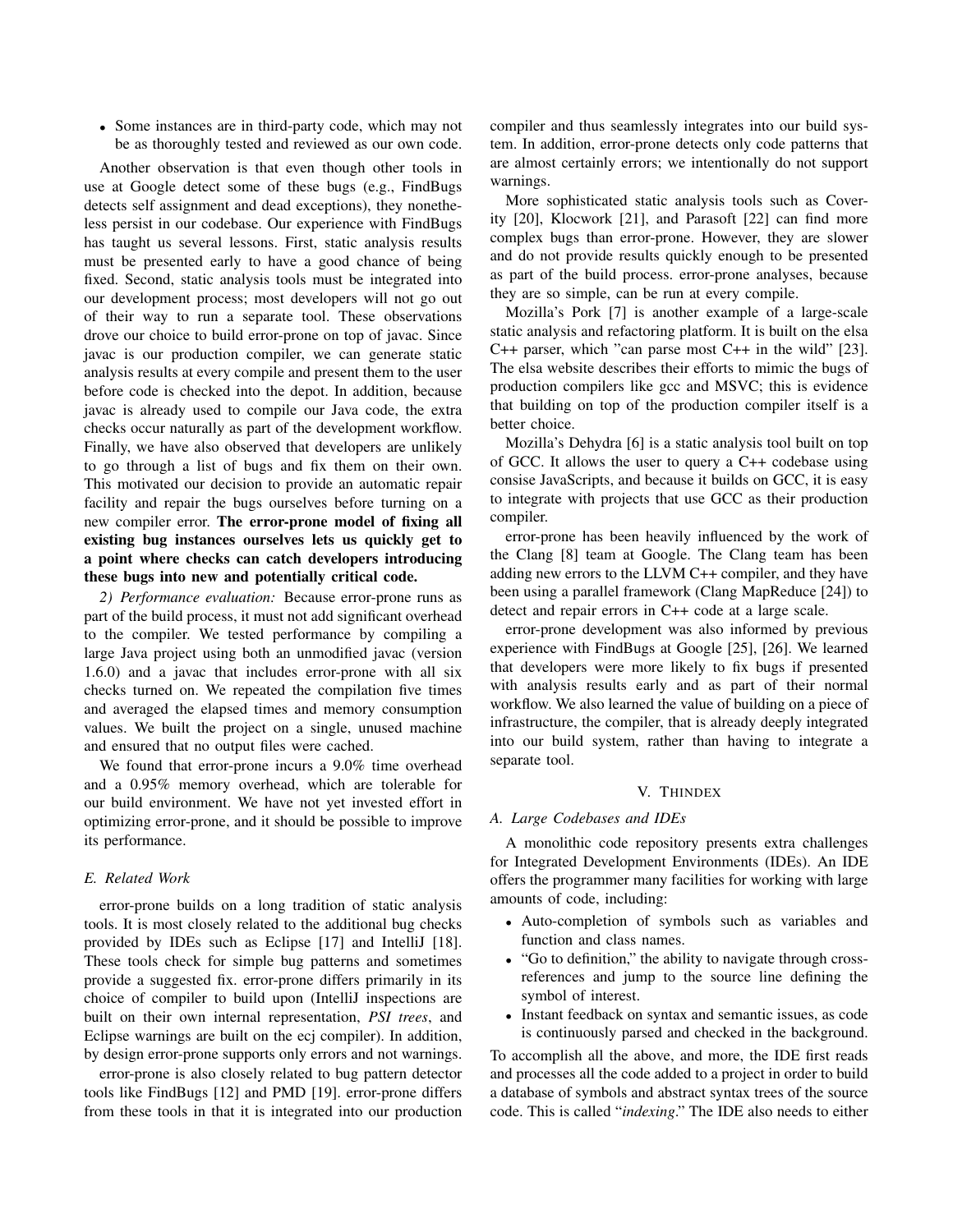- Some instances are in third-party code, which may not be as thoroughly tested and reviewed as our own code.

Another observation is that even though other tools in use at Google detect some of these bugs (e.g., FindBugs detects self assignment and dead exceptions), they nonetheless persist in our codebase. Our experience with FindBugs has taught us several lessons. First, static analysis results must be presented early to have a good chance of being fixed. Second, static analysis tools must be integrated into our development process; most developers will not go out of their way to run a separate tool. These observations drove our choice to build error-prone on top of javac. Since javac is our production compiler, we can generate static analysis results at every compile and present them to the user before code is checked into the depot. In addition, because javac is already used to compile our Java code, the extra checks occur naturally as part of the development workflow. Finally, we have also observed that developers are unlikely to go through a list of bugs and fix them on their own. This motivated our decision to provide an automatic repair facility and repair the bugs ourselves before turning on a new compiler error. **The error-prone model of fixing all existing bug instances ourselves lets us quickly get to a point where checks can catch developers introducing these bugs into new and potentially critical code.**

*2) Performance evaluation:* Because error-prone runs as part of the build process, it must not add significant overhead to the compiler. We tested performance by compiling a large Java project using both an unmodified javac (version 1.6.0) and a javac that includes error-prone with all six checks turned on. We repeated the compilation five times and averaged the elapsed times and memory consumption values. We built the project on a single, unused machine and ensured that no output files were cached.

We found that error-prone incurs a 9.0% time overhead and a 0.95% memory overhead, which are tolerable for our build environment. We have not yet invested effort in optimizing error-prone, and it should be possible to improve its performance.

### *E. Related Work*

error-prone builds on a long tradition of static analysis tools. It is most closely related to the additional bug checks provided by IDEs such as Eclipse [17] and IntelliJ [18]. These tools check for simple bug patterns and sometimes provide a suggested fix. error-prone differs primarily in its choice of compiler to build upon (IntelliJ inspections are built on their own internal representation, *PSI trees*, and Eclipse warnings are built on the ecj compiler). In addition, by design error-prone supports only errors and not warnings.

error-prone is also closely related to bug pattern detector tools like FindBugs [12] and PMD [19]. error-prone differs from these tools in that it is integrated into our production compiler and thus seamlessly integrates into our build system. In addition, error-prone detects only code patterns that are almost certainly errors; we intentionally do not support warnings.

More sophisticated static analysis tools such as Coverity [20], Klocwork [21], and Parasoft [22] can find more complex bugs than error-prone. However, they are slower and do not provide results quickly enough to be presented as part of the build process. error-prone analyses, because they are so simple, can be run at every compile.

Mozilla's Pork [7] is another example of a large-scale static analysis and refactoring platform. It is built on the elsa C++ parser, which "can parse most C++ in the wild" [23]. The elsa website describes their efforts to mimic the bugs of production compilers like gcc and MSVC; this is evidence that building on top of the production compiler itself is a better choice.

Mozilla's Dehydra [6] is a static analysis tool built on top of GCC. It allows the user to query a C++ codebase using consise JavaScripts, and because it builds on GCC, it is easy to integrate with projects that use GCC as their production compiler.

error-prone has been heavily influenced by the work of the Clang [8] team at Google. The Clang team has been adding new errors to the LLVM C++ compiler, and they have been using a parallel framework (Clang MapReduce [24]) to detect and repair errors in C++ code at a large scale.

error-prone development was also informed by previous experience with FindBugs at Google [25], [26]. We learned that developers were more likely to fix bugs if presented with analysis results early and as part of their normal workflow. We also learned the value of building on a piece of infrastructure, the compiler, that is already deeply integrated into our build system, rather than having to integrate a separate tool.

## V. Thindex

### *A. Large Codebases and IDEs*

A monolithic code repository presents extra challenges for Integrated Development Environments (IDEs). An IDE offers the programmer many facilities for working with large amounts of code, including:

- Auto-completion of symbols such as variables and function and class names.
- "Go to definition," the ability to navigate through cross-references and jump to the source line defining the symbol of interest.
- Instant feedback on syntax and semantic issues, as code is continuously parsed and checked in the background.

To accomplish all the above, and more, the IDE first reads and processes all the code added to a project in order to build a database of symbols and abstract syntax trees of the source code. This is called "*indexing*." The IDE also needs to either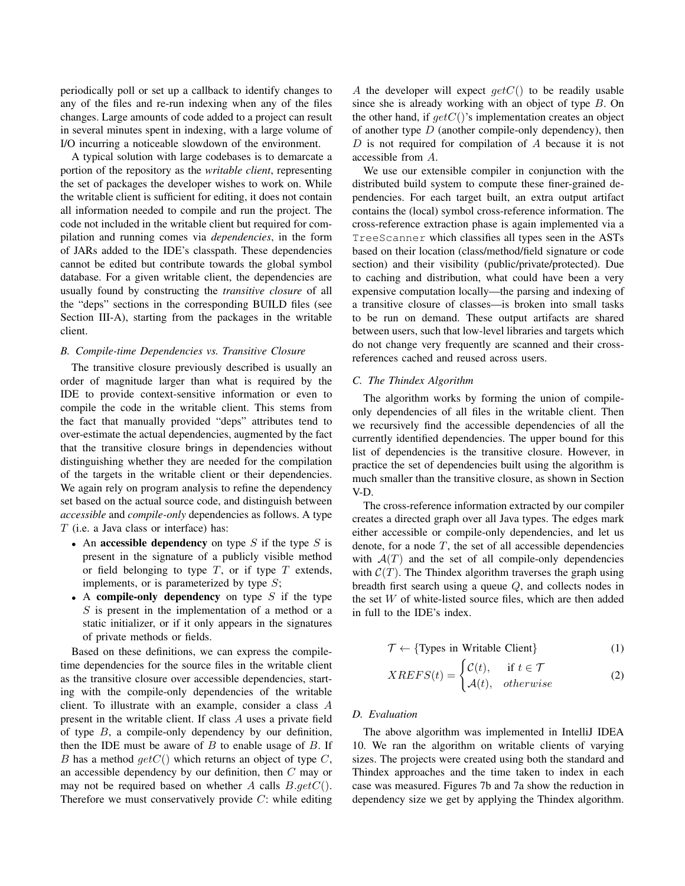periodically poll or set up a callback to identify changes to any of the files and re-run indexing when any of the files changes. Large amounts of code added to a project can result in several minutes spent in indexing, with a large volume of I/O incurring a noticeable slowdown of the environment.

A typical solution with large codebases is to demarcate a portion of the repository as the *writable client*, representing the set of packages the developer wishes to work on. While the writable client is sufficient for editing, it does not contain all information needed to compile and run the project. The code not included in the writable client but required for compilation and running comes via *dependencies*, in the form of JARs added to the IDE's classpath. These dependencies cannot be edited but contribute towards the global symbol database. For a given writable client, the dependencies are usually found by constructing the *transitive closure* of all the "deps" sections in the corresponding BUILD files (see Section III-A), starting from the packages in the writable client.

### *B. Compile-time Dependencies vs. Transitive Closure*

The transitive closure previously described is usually an order of magnitude larger than what is required by the IDE to provide context-sensitive information or even to compile the code in the writable client. This stems from the fact that manually provided "deps" attributes tend to over-estimate the actual dependencies, augmented by the fact that the transitive closure brings in dependencies without distinguishing whether they are needed for the compilation of the targets in the writable client or their dependencies. We again rely on program analysis to refine the dependency set based on the actual source code, and distinguish between *accessible* and *compile-only* dependencies as follows. A type $T$ (i.e. a Java class or interface) has:

- An **accessible dependency** on type $S$ if the type $S$ is present in the signature of a publicly visible method or field belonging to type $T$, or if type $T$ extends, implements, or is parameterized by type $S$;
- A **compile-only dependency** on type $S$ if the type $S$ is present in the implementation of a method or a static initializer, or if it only appears in the signatures of private methods or fields.

Based on these definitions, we can express the compile-time dependencies for the source files in the writable client as the transitive closure over accessible dependencies, starting with the compile-only dependencies of the writable client. To illustrate with an example, consider a class $A$ present in the writable client. If class $A$ uses a private field of type $B$, a compile-only dependency by our definition, then the IDE must be aware of $B$ to enable usage of $B$. If $B$ has a method $getC()$ which returns an object of type $C$, an accessible dependency by our definition, then $C$ may or may not be required based on whether $A$ calls $B.getC()$. Therefore we must conservatively provide $C$: while editing $A$ the developer will expect $getC()$ to be readily usable since she is already working with an object of type $B$. On the other hand, if $getC()$'s implementation creates an object of another type $D$ (another compile-only dependency), then $D$ is not required for compilation of $A$ because it is not accessible from $A$.

We use our extensible compiler in conjunction with the distributed build system to compute these finer-grained dependencies. For each target built, an extra output artifact contains the (local) symbol cross-reference information. The cross-reference extraction phase is again implemented via a `TreeScanner` which classifies all types seen in the ASTs based on their location (class/method/field signature or code section) and their visibility (public/private/protected). Due to caching and distribution, what could have been a very expensive computation locally—the parsing and indexing of a transitive closure of classes—is broken into small tasks to be run on demand. These output artifacts are shared between users, such that low-level libraries and targets which do not change very frequently are scanned and their cross-references cached and reused across users.

### *C. The Thindex Algorithm*

The algorithm works by forming the union of compile-only dependencies of all files in the writable client. Then we recursively find the accessible dependencies of all the currently identified dependencies. The upper bound for this list of dependencies is the transitive closure. However, in practice the set of dependencies built using the algorithm is much smaller than the transitive closure, as shown in Section V-D.

The cross-reference information extracted by our compiler creates a directed graph over all Java types. The edges mark either accessible or compile-only dependencies, and let us denote, for a node $T$, the set of all accessible dependencies with $\mathcal{A}(T)$ and the set of all compile-only dependencies with $\mathcal{C}(T)$. The Thindex algorithm traverses the graph using breadth first search using a queue $Q$, and collects nodes in the set $W$ of white-listed source files, which are then added in full to the IDE's index.

$$\mathcal{T} \leftarrow \{\text{Types in Writable Client}\} \tag{1}$$

$$XREFS(t) = \begin{cases} \mathcal{C}(t), & \text{if } t \in \mathcal{T} \\ \mathcal{A}(t), & otherwise \end{cases} \tag{2}$$

### *D. Evaluation*

The above algorithm was implemented in IntelliJ IDEA 10. We ran the algorithm on writable clients of varying sizes. The projects were created using both the standard and Thindex approaches and the time taken to index in each case was measured. Figures 7b and 7a show the reduction in dependency size we get by applying the Thindex algorithm.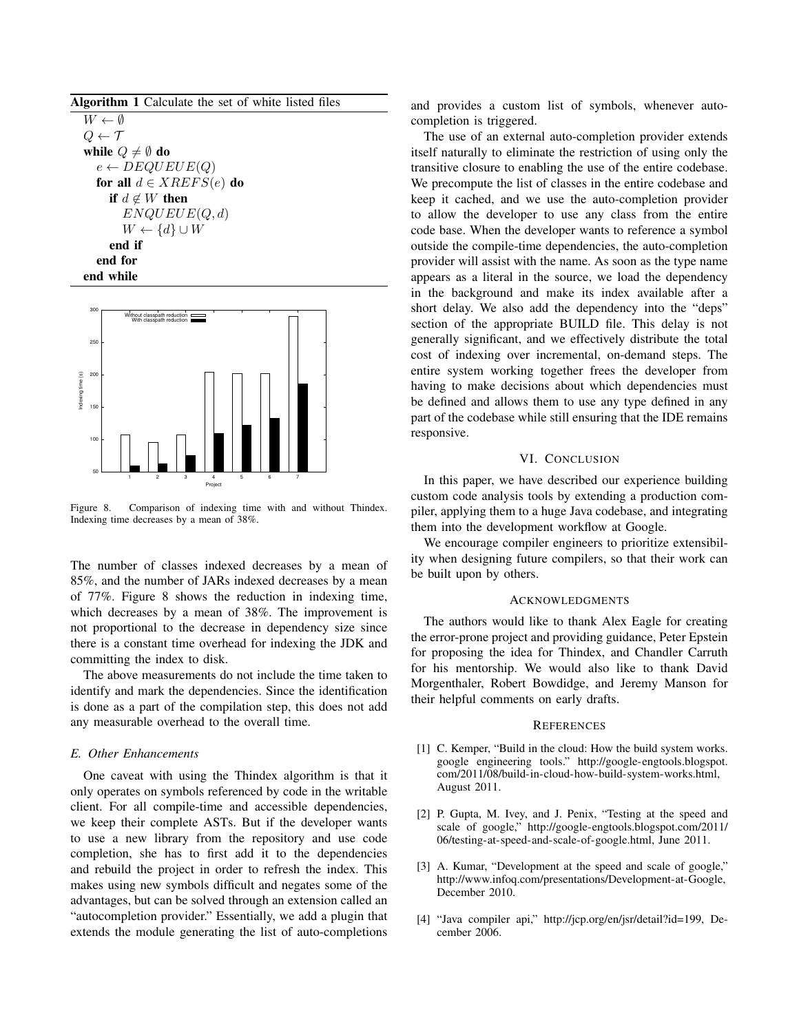**Algorithm 1** Calculate the set of white listed files

```
W ← ∅
Q ← T
while Q ≠ ∅ do
    e ← DEQUEUE(Q)
    for all d ∈ XREFS(e) do
        if d ∉ W then
            ENQUEUE(Q, d)
            W ← {d} ∪ W
        end if
    end for
end while
```

Without classpath reduction
With classpath reduction
Indexing time (s)
300
250
200
150
100
50
1 2 3 4 5 6 7
Project

Figure 8. Comparison of indexing time with and without Thindex. Indexing time decreases by a mean of 38%.

The number of classes indexed decreases by a mean of 85%, and the number of JARs indexed decreases by a mean of 77%. Figure 8 shows the reduction in indexing time, which decreases by a mean of 38%. The improvement is not proportional to the decrease in dependency size since there is a constant time overhead for indexing the JDK and committing the index to disk.

The above measurements do not include the time taken to identify and mark the dependencies. Since the identification is done as a part of the compilation step, this does not add any measurable overhead to the overall time.

### *E. Other Enhancements*

One caveat with using the Thindex algorithm is that it only operates on symbols referenced by code in the writable client. For all compile-time and accessible dependencies, we keep their complete ASTs. But if the developer wants to use a new library from the repository and use code completion, she has to first add it to the dependencies and rebuild the project in order to refresh the index. This makes using new symbols difficult and negates some of the advantages, but can be solved through an extension called an "autocompletion provider." Essentially, we add a plugin that extends the module generating the list of auto-completions and provides a custom list of symbols, whenever auto-completion is triggered.

The use of an external auto-completion provider extends itself naturally to eliminate the restriction of using only the transitive closure to enabling the use of the entire codebase. We precompute the list of classes in the entire codebase and keep it cached, and we use the auto-completion provider to allow the developer to use any class from the entire code base. When the developer wants to reference a symbol outside the compile-time dependencies, the auto-completion provider will assist with the name. As soon as the type name appears as a literal in the source, we load the dependency in the background and make its index available after a short delay. We also add the dependency into the "deps" section of the appropriate BUILD file. This delay is not generally significant, and we effectively distribute the total cost of indexing over incremental, on-demand steps. The entire system working together frees the developer from having to make decisions about which dependencies must be defined and allows them to use any type defined in any part of the codebase while still ensuring that the IDE remains responsive.

## VI. Conclusion

In this paper, we have described our experience building custom code analysis tools by extending a production compiler, applying them to a huge Java codebase, and integrating them into the development workflow at Google.

We encourage compiler engineers to prioritize extensibility when designing future compilers, so that their work can be built upon by others.

## Acknowledgments

The authors would like to thank Alex Eagle for creating the error-prone project and providing guidance, Peter Epstein for proposing the idea for Thindex, and Chandler Carruth for his mentorship. We would also like to thank David Morgenthaler, Robert Bowdidge, and Jeremy Manson for their helpful comments on early drafts.

## References

[1] C. Kemper, "Build in the cloud: How the build system works. google engineering tools." http://google-engtools.blogspot.com/2011/08/build-in-cloud-how-build-system-works.html, August 2011.

[2] P. Gupta, M. Ivey, and J. Penix, "Testing at the speed and scale of google," http://google-engtools.blogspot.com/2011/06/testing-at-speed-and-scale-of-google.html, June 2011.

[3] A. Kumar, "Development at the speed and scale of google," http://www.infoq.com/presentations/Development-at-Google, December 2010.

[4] "Java compiler api," http://jcp.org/en/jsr/detail?id=199, December 2006.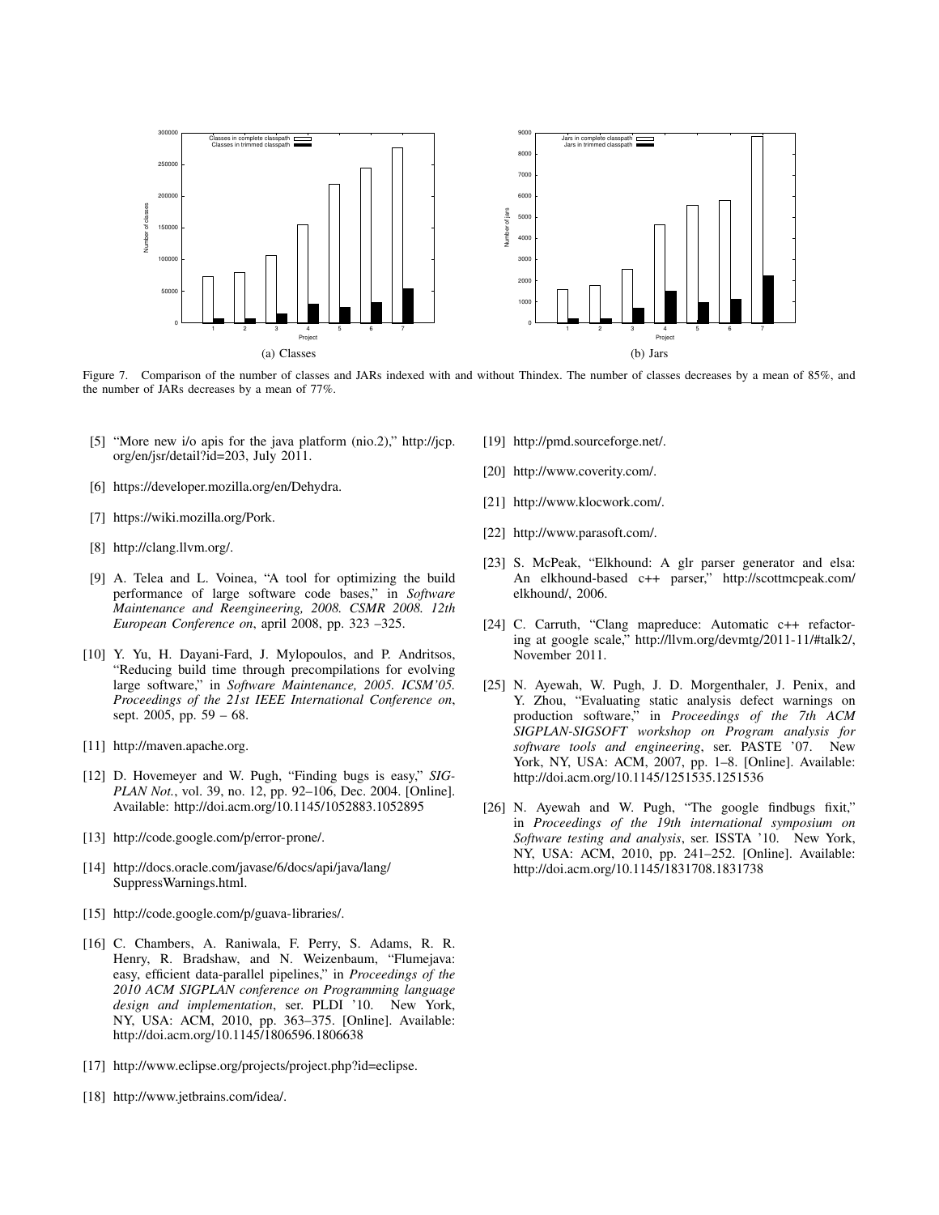300000
250000
200000
150000
100000
50000
0

Number of classes

Classes in complete classpath
Classes in trimmed classpath

1 2 3 4 5 6 7

Project

(a) Classes

9000
8000
7000
6000
5000
4000
3000
2000
1000
0

Number of jars

Jars in complete classpath
Jars in trimmed classpath

1 2 3 4 5 6 7

Project

(b) Jars

Figure 7. Comparison of the number of classes and JARs indexed with and without Thindex. The number of classes decreases by a mean of 85%, and the number of JARs decreases by a mean of 77%.

[5] "More new i/o apis for the java platform (nio.2)," http://jcp.org/en/jsr/detail?id=203, July 2011.

[6] https://developer.mozilla.org/en/Dehydra.

[7] https://wiki.mozilla.org/Pork.

[8] http://clang.llvm.org/.

[9] A. Telea and L. Voinea, "A tool for optimizing the build performance of large software code bases," in *Software Maintenance and Reengineering, 2008. CSMR 2008. 12th European Conference on*, april 2008, pp. 323 –325.

[10] Y. Yu, H. Dayani-Fard, J. Mylopoulos, and P. Andritsos, "Reducing build time through precompilations for evolving large software," in *Software Maintenance, 2005. ICSM'05. Proceedings of the 21st IEEE International Conference on*, sept. 2005, pp. 59 – 68.

[11] http://maven.apache.org.

[12] D. Hovemeyer and W. Pugh, "Finding bugs is easy," *SIGPLAN Not.*, vol. 39, no. 12, pp. 92–106, Dec. 2004. [Online]. Available: http://doi.acm.org/10.1145/1052883.1052895

[13] http://code.google.com/p/error-prone/.

[14] http://docs.oracle.com/javase/6/docs/api/java/lang/SuppressWarnings.html.

[15] http://code.google.com/p/guava-libraries/.

[16] C. Chambers, A. Raniwala, F. Perry, S. Adams, R. R. Henry, R. Bradshaw, and N. Weizenbaum, "Flumejava: easy, efficient data-parallel pipelines," in *Proceedings of the 2010 ACM SIGPLAN conference on Programming language design and implementation*, ser. PLDI '10. New York, NY, USA: ACM, 2010, pp. 363–375. [Online]. Available: http://doi.acm.org/10.1145/1806596.1806638

[17] http://www.eclipse.org/projects/project.php?id=eclipse.

[18] http://www.jetbrains.com/idea/.

[19] http://pmd.sourceforge.net/.

[20] http://www.coverity.com/.

[21] http://www.klocwork.com/.

[22] http://www.parasoft.com/.

[23] S. McPeak, "Elkhound: A glr parser generator and elsa: An elkhound-based c++ parser," http://scottmcpeak.com/elkhound/, 2006.

[24] C. Carruth, "Clang mapreduce: Automatic c++ refactoring at google scale," http://llvm.org/devmtg/2011-11/#talk2/, November 2011.

[25] N. Ayewah, W. Pugh, J. D. Morgenthaler, J. Penix, and Y. Zhou, "Evaluating static analysis defect warnings on production software," in *Proceedings of the 7th ACM SIGPLAN-SIGSOFT workshop on Program analysis for software tools and engineering*, ser. PASTE '07. New York, NY, USA: ACM, 2007, pp. 1–8. [Online]. Available: http://doi.acm.org/10.1145/1251535.1251536

[26] N. Ayewah and W. Pugh, "The google findbugs fixit," in *Proceedings of the 19th international symposium on Software testing and analysis*, ser. ISSTA '10. New York, NY, USA: ACM, 2010, pp. 241–252. [Online]. Available: http://doi.acm.org/10.1145/1831708.1831738